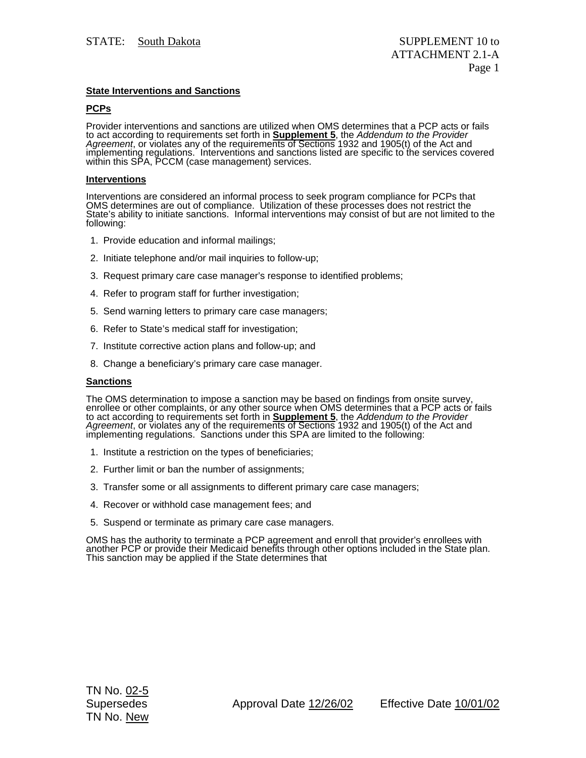**State Interventions and Sanctions**

**PCPs**

Provider interventions and sanctions are utilized when OMS determines that a PCP acts or fails to act according to requirements set forth in **Supplement 5**, the *Addendum to the Provider Agreement*, or violates any of the requirements of Sections 1932 and 1905(t) of the Act and implementing regulations. Interventions and sanctions listed are specific to the services covered within this SPA, PCCM (case management) services.

**Interventions**

Interventions are considered an informal process to seek program compliance for PCPs that OMS determines are out of compliance. Utilization of these processes does not restrict the State's ability to initiate sanctions. Informal interventions may consist of but are not limited to the following:

1. Provide education and informal mailings;
2. Initiate telephone and/or mail inquiries to follow-up;
3. Request primary care case manager's response to identified problems;
4. Refer to program staff for further investigation;
5. Send warning letters to primary care case managers;
6. Refer to State's medical staff for investigation;
7. Institute corrective action plans and follow-up; and
8. Change a beneficiary's primary care case manager.

**Sanctions**

The OMS determination to impose a sanction may be based on findings from onsite survey, enrollee or other complaints, or any other source when OMS determines that a PCP acts or fails to act according to requirements set forth in **Supplement 5**, the *Addendum to the Provider Agreement*, or violates any of the requirements of Sections 1932 and 1905(t) of the Act and implementing regulations. Sanctions under this SPA are limited to the following:

1. Institute a restriction on the types of beneficiaries;
2. Further limit or ban the number of assignments;
3. Transfer some or all assignments to different primary care case managers;
4. Recover or withhold case management fees; and
5. Suspend or terminate as primary care case managers.

OMS has the authority to terminate a PCP agreement and enroll that provider's enrollees with another PCP or provide their Medicaid benefits through other options included in the State plan. This sanction may be applied if the State determines that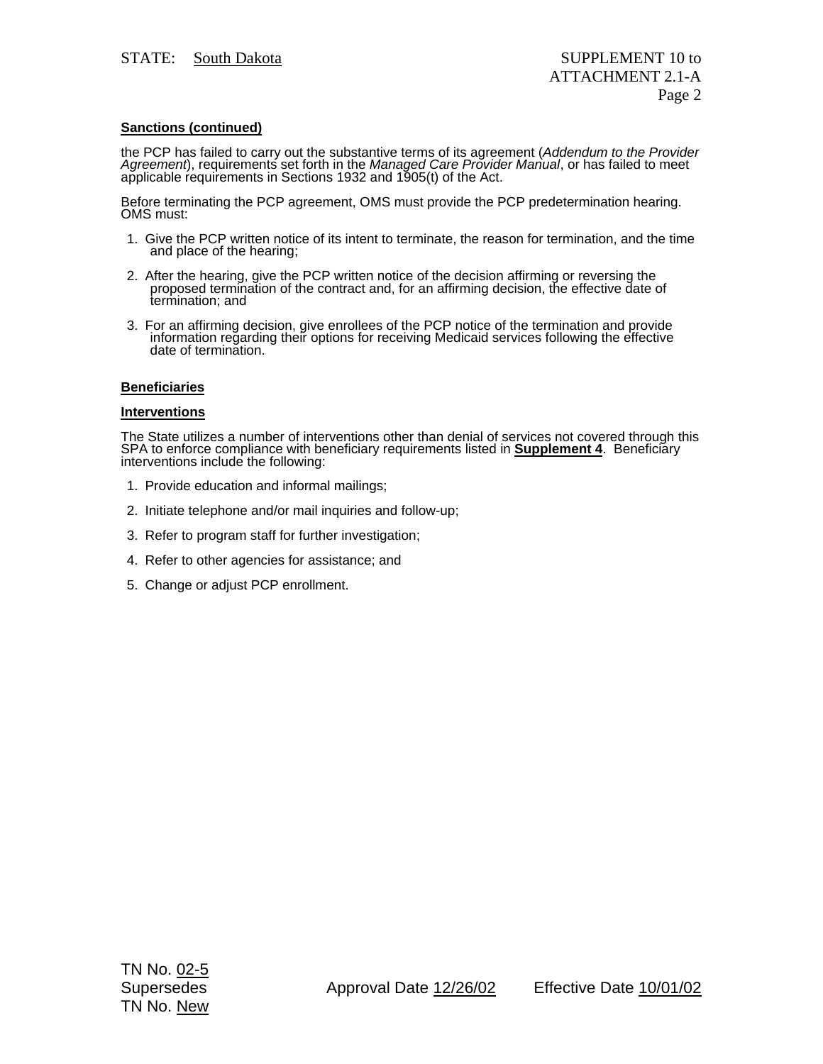**Sanctions (continued)**

the PCP has failed to carry out the substantive terms of its agreement (*Addendum to the Provider Agreement*), requirements set forth in the *Managed Care Provider Manual*, or has failed to meet applicable requirements in Sections 1932 and 1905(t) of the Act.

Before terminating the PCP agreement, OMS must provide the PCP predetermination hearing. OMS must:

1. Give the PCP written notice of its intent to terminate, the reason for termination, and the time and place of the hearing;
2. After the hearing, give the PCP written notice of the decision affirming or reversing the proposed termination of the contract and, for an affirming decision, the effective date of termination; and
3. For an affirming decision, give enrollees of the PCP notice of the termination and provide information regarding their options for receiving Medicaid services following the effective date of termination.

**Beneficiaries**

**Interventions**

The State utilizes a number of interventions other than denial of services not covered through this SPA to enforce compliance with beneficiary requirements listed in **Supplement 4**. Beneficiary interventions include the following:

1. Provide education and informal mailings;
2. Initiate telephone and/or mail inquiries and follow-up;
3. Refer to program staff for further investigation;
4. Refer to other agencies for assistance; and
5. Change or adjust PCP enrollment.

TN No. 02-5
Supersedes
TN No. New

Approval Date 12/26/02

Effective Date 10/01/02